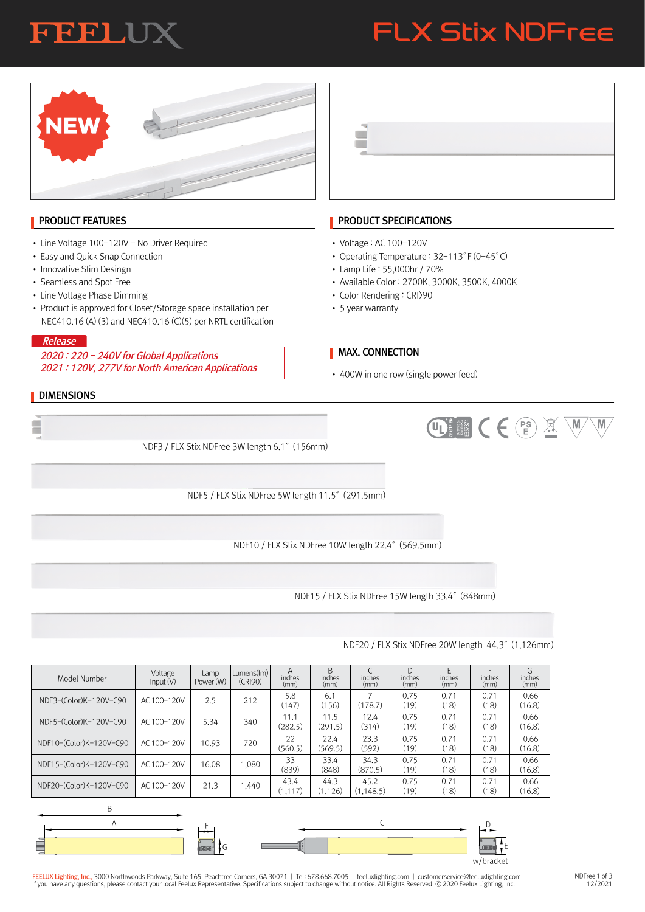# FEELUX

# FLX Stix NDFree

## PRODUCT FEATURES

- Line Voltage 100–120V – No Driver Required
- Easy and Quick Snap Connection
- Innovative Slim Desingn
- Seamless and Spot Free
- Line Voltage Phase Dimming
- Product is approved for Closet/Storage space installation per NEC410.16 (A) (3) and NEC410.16 (C)(5) per NRTL certification

**Release**

*2020 : 220 – 240V for Global Applications*
*2021 : 120V, 277V for North American Applications*

## PRODUCT SPECIFICATIONS

- Voltage : AC 100–120V
- Operating Temperature : 32–113˚F (0–45˚C)
- Lamp Life : 55,000hr / 70%
- Available Color : 2700K, 3000K, 3500K, 4000K
- Color Rendering : CRI>90
- 5 year warranty

## MAX. CONNECTION

- 400W in one row (single power feed)

## DIMENSIONS

NDF3 / FLX Stix NDFree 3W length 6.1˝ (156mm)

NDF5 / FLX Stix NDFree 5W length 11.5˝ (291.5mm)

NDF10 / FLX Stix NDFree 10W length 22.4˝ (569.5mm)

NDF15 / FLX Stix NDFree 15W length 33.4˝ (848mm)

NDF20 / FLX Stix NDFree 20W length 44.3˝ (1,126mm)

| Model Number | Voltage Input (V) | Lamp Power (W) | Lumens(lm) (CRI90) | A inches (mm) | B inches (mm) | C inches (mm) | D inches (mm) | E inches (mm) | F inches (mm) | G inches (mm) |
|---|---|---|---|---|---|---|---|---|---|---|
| NDF3-(Color)K-120V-C90 | AC 100-120V | 2.5 | 212 | 5.8 (147) | 6.1 (156) | 7 (178.7) | 0.75 (19) | 0.71 (18) | 0.71 (18) | 0.66 (16.8) |
| NDF5-(Color)K-120V-C90 | AC 100-120V | 5.34 | 340 | 11.1 (282.5) | 11.5 (291.5) | 12.4 (314) | 0.75 (19) | 0.71 (18) | 0.71 (18) | 0.66 (16.8) |
| NDF10-(Color)K-120V-C90 | AC 100-120V | 10.93 | 720 | 22 (560.5) | 22.4 (569.5) | 23.3 (592) | 0.75 (19) | 0.71 (18) | 0.71 (18) | 0.66 (16.8) |
| NDF15-(Color)K-120V-C90 | AC 100-120V | 16.08 | 1,080 | 33 (839) | 33.4 (848) | 34.3 (870.5) | 0.75 (19) | 0.71 (18) | 0.71 (18) | 0.66 (16.8) |
| NDF20-(Color)K-120V-C90 | AC 100-120V | 21.3 | 1,440 | 43.4 (1,117) | 44.3 (1,126) | 45.2 (1,148.5) | 0.75 (19) | 0.71 (18) | 0.71 (18) | 0.66 (16.8) |

B A F G C D E w/bracket

FEELUX Lighting, Inc., 3000 Northwoods Parkway, Suite 165, Peachtree Corners, GA 30071 | Tel: 678.668.7005 | feeluxlighting.com | customerservice@feeluxlighting.com
If you have any questions, please contact your local Feelux Representative. Specifications subject to change without notice. All Rights Reserved. © 2020 Feelux Lighting, Inc.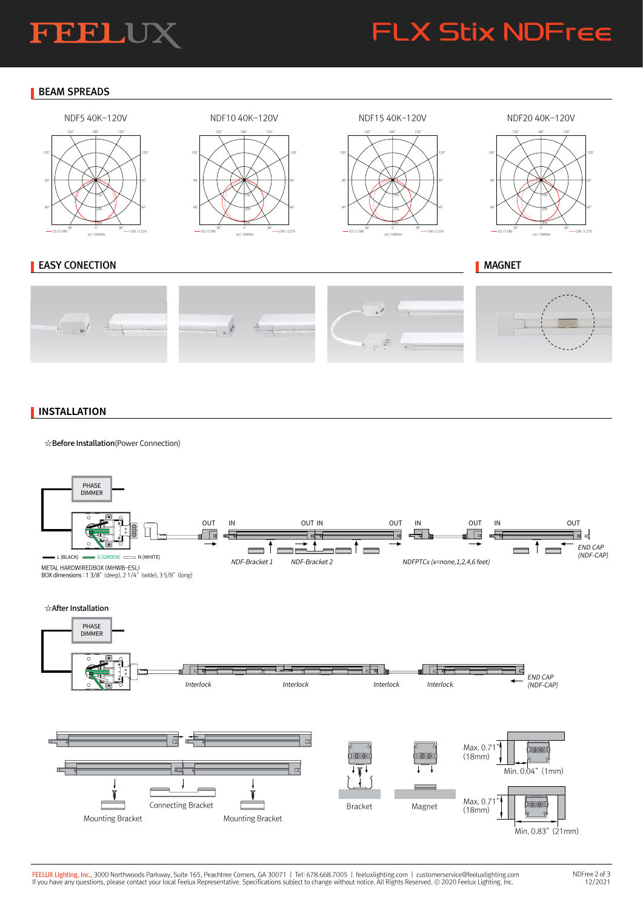# FLX Stix NDFree

## BEAM SPREADS

NDF5 40K–120V

NDF10 40K–120V

NDF15 40K–120V

NDF20 40K–120V

## EASY CONECTION

## MAGNET

## INSTALLATION

☆**Before Installation**(Power Connection)

PHASE DIMMER

L (BLACK) G (GREEN) N (WHITE)

METAL HARDWIREDBOX (MHWB-ESL)
BOX dimensions : 1 3/8" (deep), 2 1/4" (wide), 3 5/8" (long)

OUT IN OUT IN OUT IN OUT IN OUT

*NDF-Bracket 1* *NDF-Bracket 2* *NDFPTCx (x=none,1,2,4,6 feet)* *END CAP (NDF-CAP)*

☆**After Installation**

PHASE DIMMER

*Interlock* *Interlock* *Interlock* *Interlock* *END CAP (NDF-CAP)*

Mounting Bracket

Connecting Bracket

Mounting Bracket

Bracket

Magnet

Max. 0.71" (18mm)

Min. 0.04" (1mm)

Max. 0.71" (18mm)

Min. 0.83" (21mm)

FEELUX Lighting, Inc., 3000 Northwoods Parkway, Suite 165, Peachtree Corners, GA 30071 | Tel: 678.668.7005 | feeluxlighting.com | customerservice@feeluxlighting.com
If you have any questions, please contact your local Feelux Representative. Specifications subject to change without notice. All Rights Reserved. © 2020 Feelux Lighting, Inc.

12/2021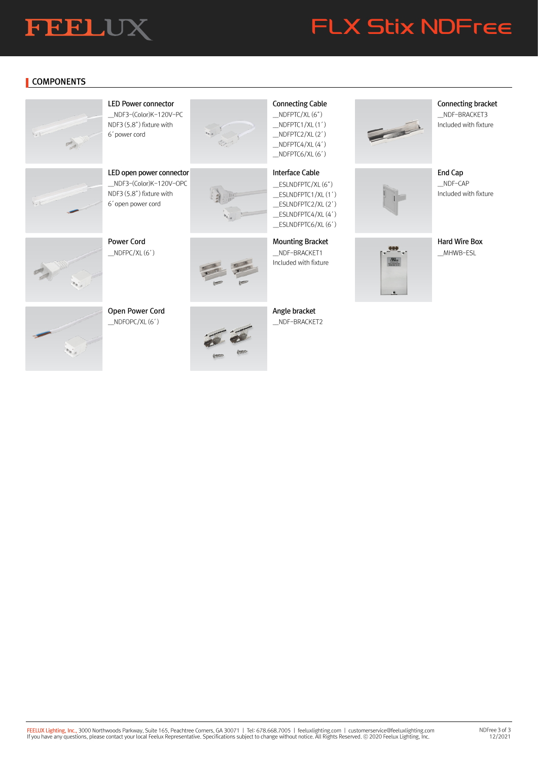## COMPONENTS

**LED Power connector**
__NDF3-(Color)K-120V-PC
NDF3 (5.8") fixture with
6′ power cord

**Connecting Cable**
__NDFPTC/XL (6")
__NDFPTC1/XL (1′)
__NDFPTC2/XL (2′)
__NDFPTC4/XL (4′)
__NDFPTC6/XL (6′)

**Connecting bracket**
__NDF-BRACKET3
Included with fixture

**LED open power connector**
__NDF3-(Color)K-120V-OPC
NDF3 (5.8") fixture with
6′ open power cord

**Interface Cable**
__ESLNDFPTC/XL (6")
__ESLNDFPTC1/XL (1′)
__ESLNDFPTC2/XL (2′)
__ESLNDFPTC4/XL (4′)
__ESLNDFPTC6/XL (6′)

**End Cap**
__NDF-CAP
Included with fixture

**Power Cord**
__NDFPC/XL (6′)

**Mounting Bracket**
__NDF-BRACKET1
Included with fixture

**Hard Wire Box**
__MHWB-ESL

**Open Power Cord**
__NDFOPC/XL (6′)

**Angle bracket**
__NDF-BRACKET2

FEELUX Lighting, Inc., 3000 Northwoods Parkway, Suite 165, Peachtree Corners, GA 30071 | Tel: 678.668.7005 | feeluxlighting.com | customerservice@feeluxlighting.com
If you have any questions, please contact your local Feelux Representative. Specifications subject to change without notice. All Rights Reserved. © 2020 Feelux Lighting, Inc.

12/2021